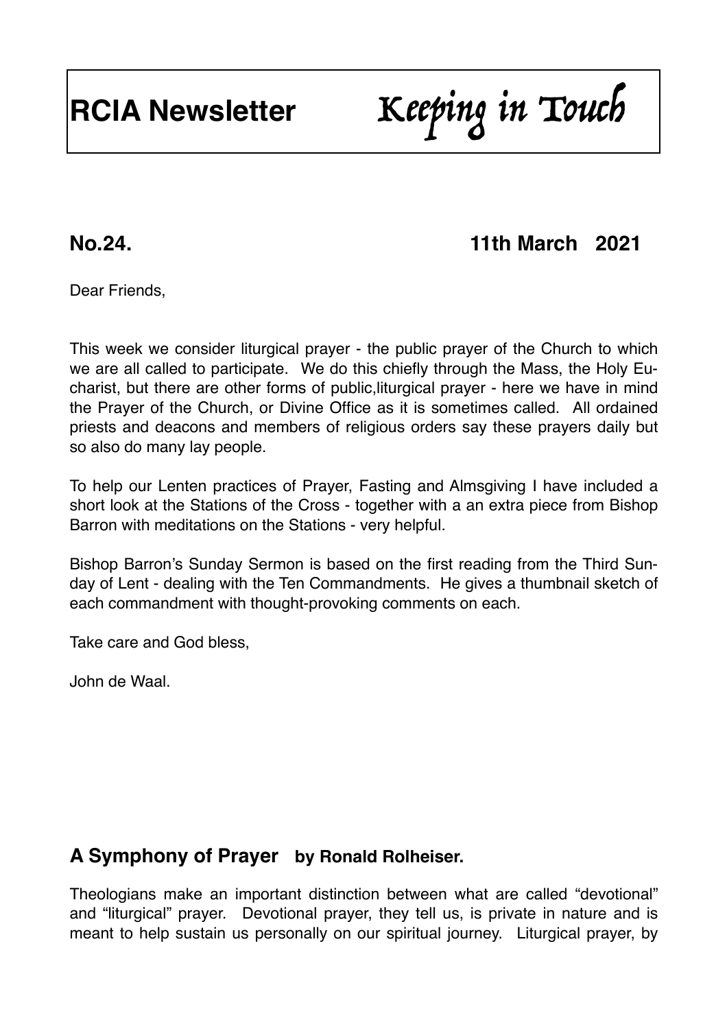# RCIA Newsletter *Keeping in Touch*

**No.24. 11th March 2021**

Dear Friends,

This week we consider liturgical prayer - the public prayer of the Church to which we are all called to participate. We do this chiefly through the Mass, the Holy Eucharist, but there are other forms of public,liturgical prayer - here we have in mind the Prayer of the Church, or Divine Office as it is sometimes called. All ordained priests and deacons and members of religious orders say these prayers daily but so also do many lay people.

To help our Lenten practices of Prayer, Fasting and Almsgiving I have included a short look at the Stations of the Cross - together with a an extra piece from Bishop Barron with meditations on the Stations - very helpful.

Bishop Barron's Sunday Sermon is based on the first reading from the Third Sunday of Lent - dealing with the Ten Commandments. He gives a thumbnail sketch of each commandment with thought-provoking comments on each.

Take care and God bless,

John de Waal.

## A Symphony of Prayer **by Ronald Rolheiser.**

Theologians make an important distinction between what are called "devotional" and "liturgical" prayer. Devotional prayer, they tell us, is private in nature and is meant to help sustain us personally on our spiritual journey. Liturgical prayer, by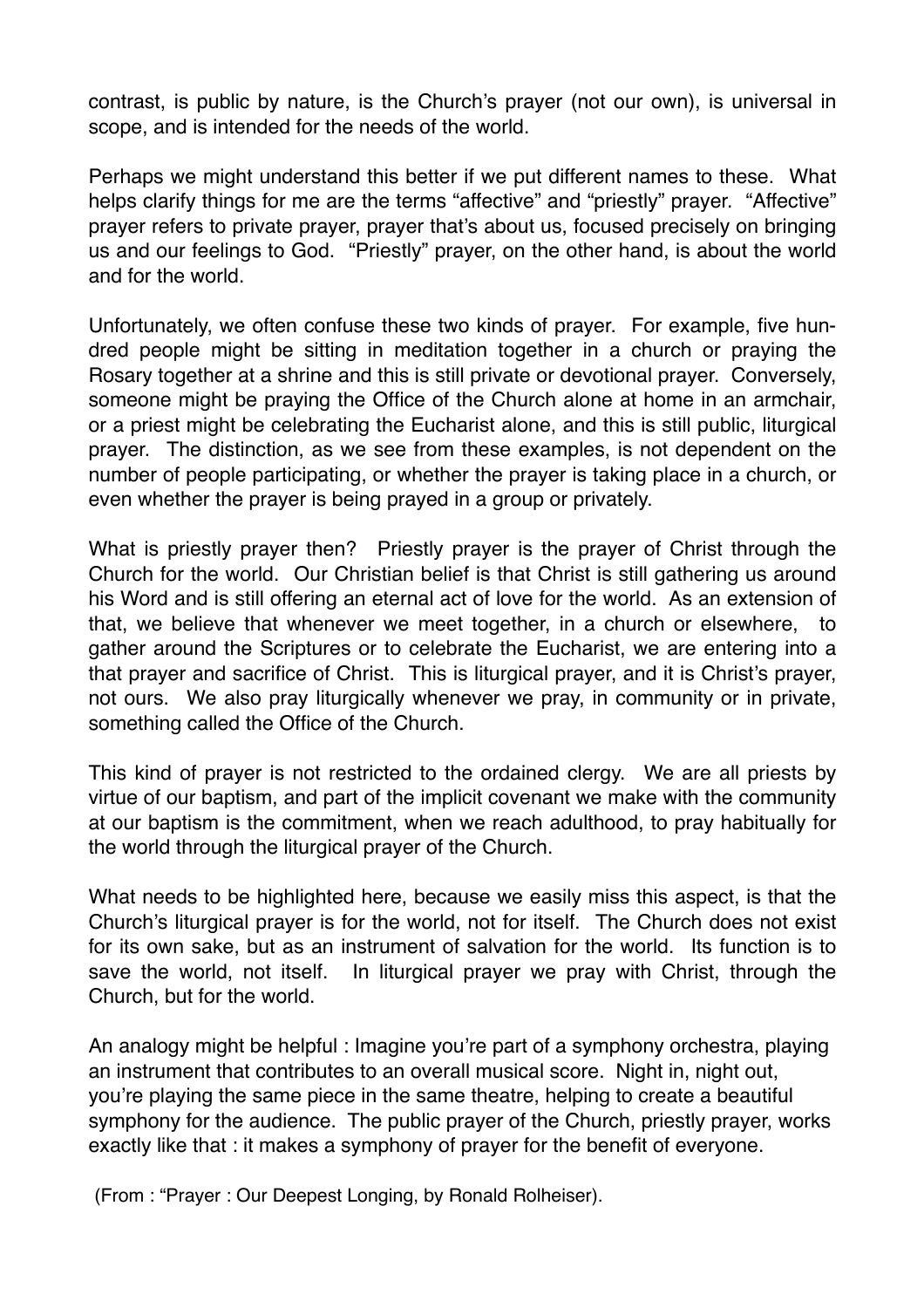contrast, is public by nature, is the Church's prayer (not our own), is universal in scope, and is intended for the needs of the world.

Perhaps we might understand this better if we put different names to these. What helps clarify things for me are the terms "affective" and "priestly" prayer. "Affective" prayer refers to private prayer, prayer that's about us, focused precisely on bringing us and our feelings to God. "Priestly" prayer, on the other hand, is about the world and for the world.

Unfortunately, we often confuse these two kinds of prayer. For example, five hundred people might be sitting in meditation together in a church or praying the Rosary together at a shrine and this is still private or devotional prayer. Conversely, someone might be praying the Office of the Church alone at home in an armchair, or a priest might be celebrating the Eucharist alone, and this is still public, liturgical prayer. The distinction, as we see from these examples, is not dependent on the number of people participating, or whether the prayer is taking place in a church, or even whether the prayer is being prayed in a group or privately.

What is priestly prayer then? Priestly prayer is the prayer of Christ through the Church for the world. Our Christian belief is that Christ is still gathering us around his Word and is still offering an eternal act of love for the world. As an extension of that, we believe that whenever we meet together, in a church or elsewhere, to gather around the Scriptures or to celebrate the Eucharist, we are entering into a that prayer and sacrifice of Christ. This is liturgical prayer, and it is Christ's prayer, not ours. We also pray liturgically whenever we pray, in community or in private, something called the Office of the Church.

This kind of prayer is not restricted to the ordained clergy. We are all priests by virtue of our baptism, and part of the implicit covenant we make with the community at our baptism is the commitment, when we reach adulthood, to pray habitually for the world through the liturgical prayer of the Church.

What needs to be highlighted here, because we easily miss this aspect, is that the Church's liturgical prayer is for the world, not for itself. The Church does not exist for its own sake, but as an instrument of salvation for the world. Its function is to save the world, not itself. In liturgical prayer we pray with Christ, through the Church, but for the world.

An analogy might be helpful : Imagine you're part of a symphony orchestra, playing an instrument that contributes to an overall musical score. Night in, night out, you're playing the same piece in the same theatre, helping to create a beautiful symphony for the audience. The public prayer of the Church, priestly prayer, works exactly like that : it makes a symphony of prayer for the benefit of everyone.

(From : "Prayer : Our Deepest Longing, by Ronald Rolheiser).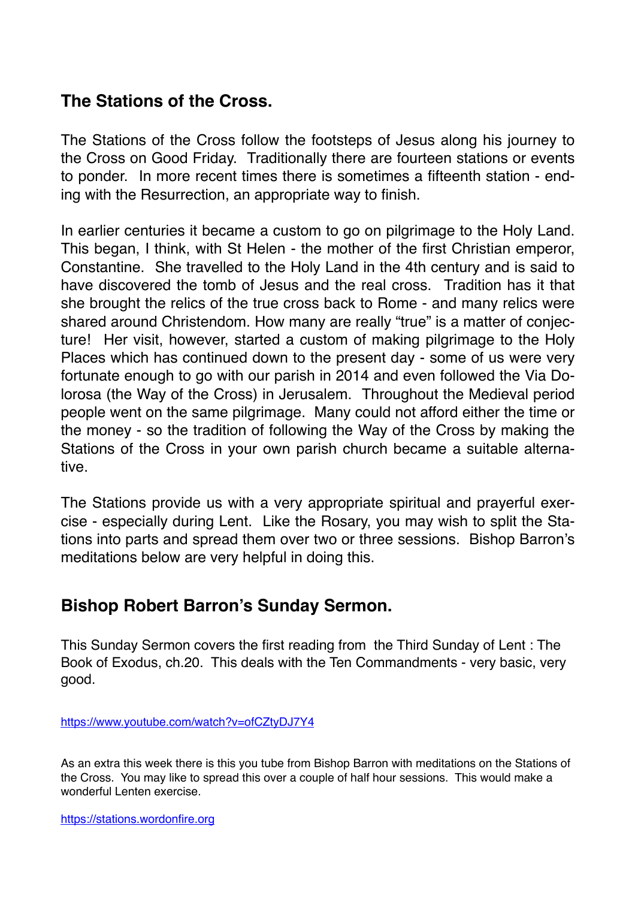## The Stations of the Cross.

The Stations of the Cross follow the footsteps of Jesus along his journey to the Cross on Good Friday. Traditionally there are fourteen stations or events to ponder. In more recent times there is sometimes a fifteenth station - ending with the Resurrection, an appropriate way to finish.

In earlier centuries it became a custom to go on pilgrimage to the Holy Land. This began, I think, with St Helen - the mother of the first Christian emperor, Constantine. She travelled to the Holy Land in the 4th century and is said to have discovered the tomb of Jesus and the real cross. Tradition has it that she brought the relics of the true cross back to Rome - and many relics were shared around Christendom. How many are really "true" is a matter of conjecture! Her visit, however, started a custom of making pilgrimage to the Holy Places which has continued down to the present day - some of us were very fortunate enough to go with our parish in 2014 and even followed the Via Dolorosa (the Way of the Cross) in Jerusalem. Throughout the Medieval period people went on the same pilgrimage. Many could not afford either the time or the money - so the tradition of following the Way of the Cross by making the Stations of the Cross in your own parish church became a suitable alternative.

The Stations provide us with a very appropriate spiritual and prayerful exercise - especially during Lent. Like the Rosary, you may wish to split the Stations into parts and spread them over two or three sessions. Bishop Barron's meditations below are very helpful in doing this.

## Bishop Robert Barron's Sunday Sermon.

This Sunday Sermon covers the first reading from the Third Sunday of Lent : The Book of Exodus, ch.20. This deals with the Ten Commandments - very basic, very good.

https://www.youtube.com/watch?v=ofCZtyDJ7Y4

As an extra this week there is this you tube from Bishop Barron with meditations on the Stations of the Cross. You may like to spread this over a couple of half hour sessions. This would make a wonderful Lenten exercise.

https://stations.wordonfire.org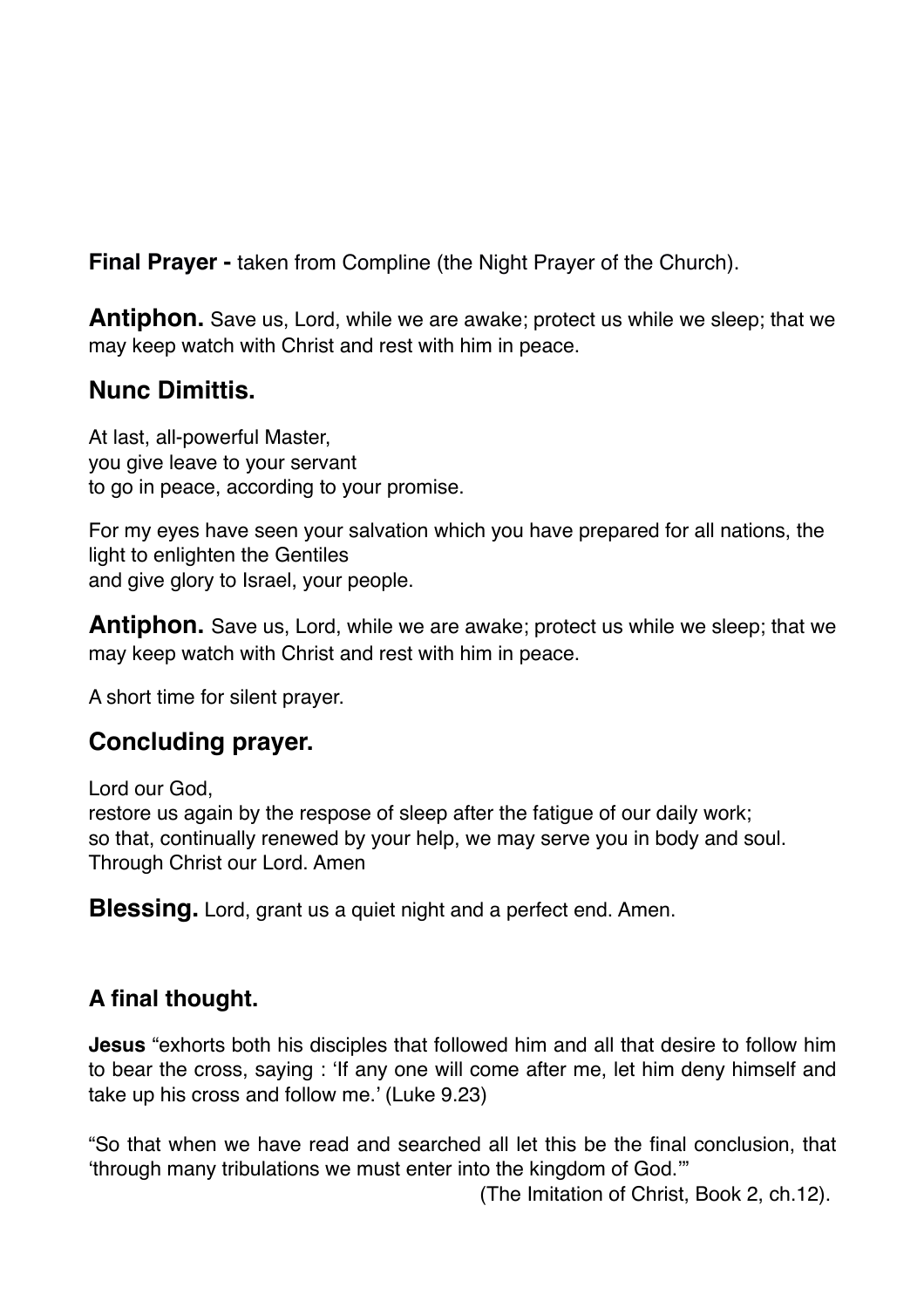**Final Prayer -** taken from Compline (the Night Prayer of the Church).

**Antiphon.** Save us, Lord, while we are awake; protect us while we sleep; that we may keep watch with Christ and rest with him in peace.

## Nunc Dimittis.

At last, all-powerful Master,
you give leave to your servant
to go in peace, according to your promise.

For my eyes have seen your salvation which you have prepared for all nations, the light to enlighten the Gentiles
and give glory to Israel, your people.

**Antiphon.** Save us, Lord, while we are awake; protect us while we sleep; that we may keep watch with Christ and rest with him in peace.

A short time for silent prayer.

## Concluding prayer.

Lord our God,
restore us again by the respose of sleep after the fatigue of our daily work;
so that, continually renewed by your help, we may serve you in body and soul.
Through Christ our Lord. Amen

**Blessing.** Lord, grant us a quiet night and a perfect end. Amen.

### A final thought.

**Jesus** "exhorts both his disciples that followed him and all that desire to follow him to bear the cross, saying : 'If any one will come after me, let him deny himself and take up his cross and follow me.' (Luke 9.23)

"So that when we have read and searched all let this be the final conclusion, that 'through many tribulations we must enter into the kingdom of God.'"

(The Imitation of Christ, Book 2, ch.12).